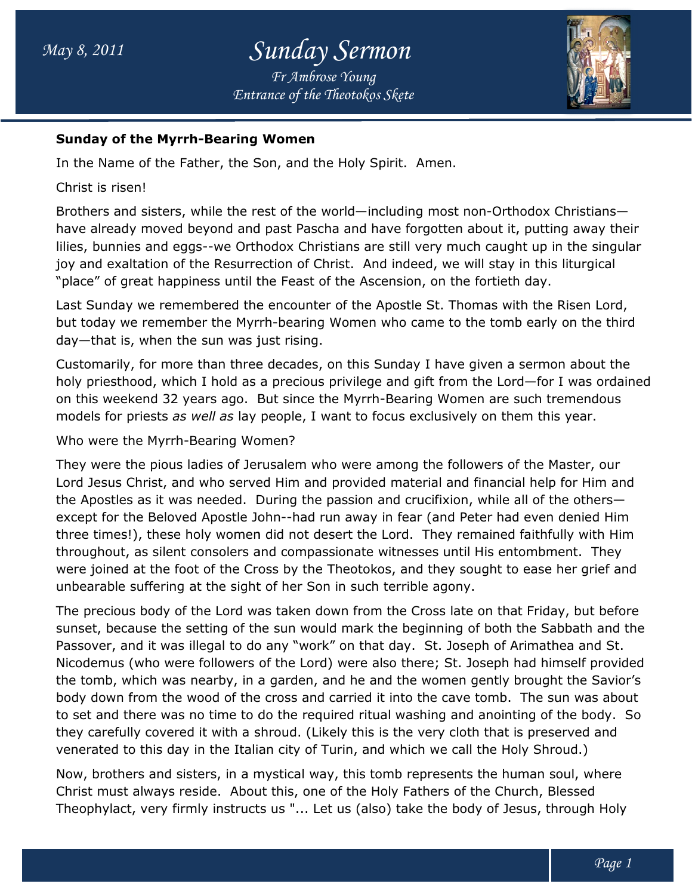May 8, 2011

# Sunday Sermon

*Fr Ambrose Young*
*Entrance of the Theotokos Skete*

**Sunday of the Myrrh-Bearing Women**

In the Name of the Father, the Son, and the Holy Spirit. Amen.

Christ is risen!

Brothers and sisters, while the rest of the world—including most non-Orthodox Christians—have already moved beyond and past Pascha and have forgotten about it, putting away their lilies, bunnies and eggs--we Orthodox Christians are still very much caught up in the singular joy and exaltation of the Resurrection of Christ. And indeed, we will stay in this liturgical "place" of great happiness until the Feast of the Ascension, on the fortieth day.

Last Sunday we remembered the encounter of the Apostle St. Thomas with the Risen Lord, but today we remember the Myrrh-bearing Women who came to the tomb early on the third day—that is, when the sun was just rising.

Customarily, for more than three decades, on this Sunday I have given a sermon about the holy priesthood, which I hold as a precious privilege and gift from the Lord—for I was ordained on this weekend 32 years ago. But since the Myrrh-Bearing Women are such tremendous models for priests *as well as* lay people, I want to focus exclusively on them this year.

Who were the Myrrh-Bearing Women?

They were the pious ladies of Jerusalem who were among the followers of the Master, our Lord Jesus Christ, and who served Him and provided material and financial help for Him and the Apostles as it was needed. During the passion and crucifixion, while all of the others—except for the Beloved Apostle John--had run away in fear (and Peter had even denied Him three times!), these holy women did not desert the Lord. They remained faithfully with Him throughout, as silent consolers and compassionate witnesses until His entombment. They were joined at the foot of the Cross by the Theotokos, and they sought to ease her grief and unbearable suffering at the sight of her Son in such terrible agony.

The precious body of the Lord was taken down from the Cross late on that Friday, but before sunset, because the setting of the sun would mark the beginning of both the Sabbath and the Passover, and it was illegal to do any "work" on that day. St. Joseph of Arimathea and St. Nicodemus (who were followers of the Lord) were also there; St. Joseph had himself provided the tomb, which was nearby, in a garden, and he and the women gently brought the Savior's body down from the wood of the cross and carried it into the cave tomb. The sun was about to set and there was no time to do the required ritual washing and anointing of the body. So they carefully covered it with a shroud. (Likely this is the very cloth that is preserved and venerated to this day in the Italian city of Turin, and which we call the Holy Shroud.)

Now, brothers and sisters, in a mystical way, this tomb represents the human soul, where Christ must always reside. About this, one of the Holy Fathers of the Church, Blessed Theophylact, very firmly instructs us "... Let us (also) take the body of Jesus, through Holy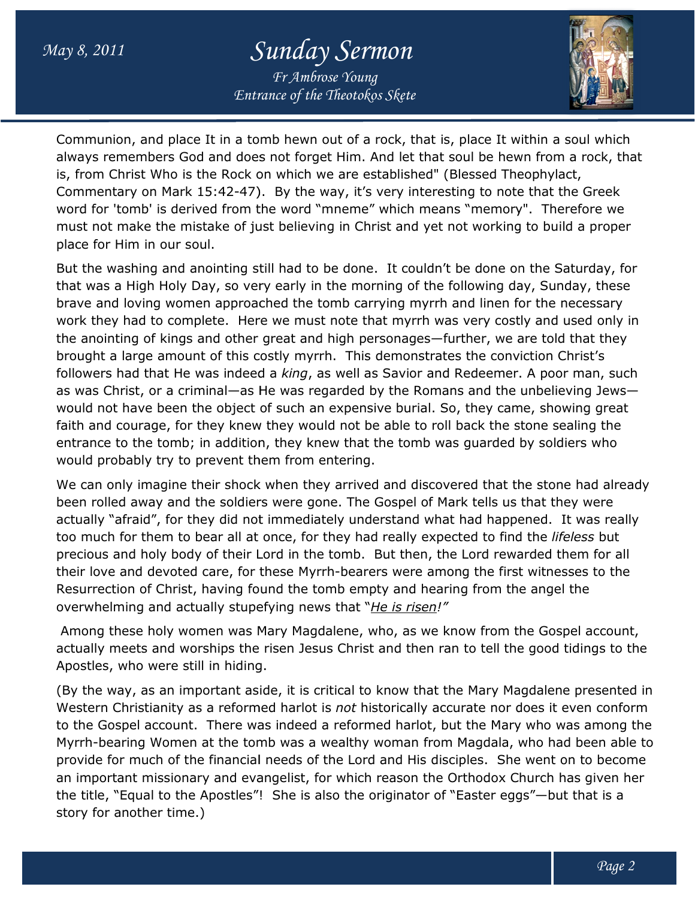Communion, and place It in a tomb hewn out of a rock, that is, place It within a soul which always remembers God and does not forget Him. And let that soul be hewn from a rock, that is, from Christ Who is the Rock on which we are established" (Blessed Theophylact, Commentary on Mark 15:42-47). By the way, it's very interesting to note that the Greek word for 'tomb' is derived from the word "mneme" which means "memory". Therefore we must not make the mistake of just believing in Christ and yet not working to build a proper place for Him in our soul.

But the washing and anointing still had to be done. It couldn't be done on the Saturday, for that was a High Holy Day, so very early in the morning of the following day, Sunday, these brave and loving women approached the tomb carrying myrrh and linen for the necessary work they had to complete. Here we must note that myrrh was very costly and used only in the anointing of kings and other great and high personages—further, we are told that they brought a large amount of this costly myrrh. This demonstrates the conviction Christ's followers had that He was indeed a *king*, as well as Savior and Redeemer. A poor man, such as was Christ, or a criminal—as He was regarded by the Romans and the unbelieving Jews—would not have been the object of such an expensive burial. So, they came, showing great faith and courage, for they knew they would not be able to roll back the stone sealing the entrance to the tomb; in addition, they knew that the tomb was guarded by soldiers who would probably try to prevent them from entering.

We can only imagine their shock when they arrived and discovered that the stone had already been rolled away and the soldiers were gone. The Gospel of Mark tells us that they were actually "afraid", for they did not immediately understand what had happened. It was really too much for them to bear all at once, for they had really expected to find the *lifeless* but precious and holy body of their Lord in the tomb. But then, the Lord rewarded them for all their love and devoted care, for these Myrrh-bearers were among the first witnesses to the Resurrection of Christ, having found the tomb empty and hearing from the angel the overwhelming and actually stupefying news that "*He is risen!*"

Among these holy women was Mary Magdalene, who, as we know from the Gospel account, actually meets and worships the risen Jesus Christ and then ran to tell the good tidings to the Apostles, who were still in hiding.

(By the way, as an important aside, it is critical to know that the Mary Magdalene presented in Western Christianity as a reformed harlot is *not* historically accurate nor does it even conform to the Gospel account. There was indeed a reformed harlot, but the Mary who was among the Myrrh-bearing Women at the tomb was a wealthy woman from Magdala, who had been able to provide for much of the financial needs of the Lord and His disciples. She went on to become an important missionary and evangelist, for which reason the Orthodox Church has given her the title, "Equal to the Apostles"! She is also the originator of "Easter eggs"—but that is a story for another time.)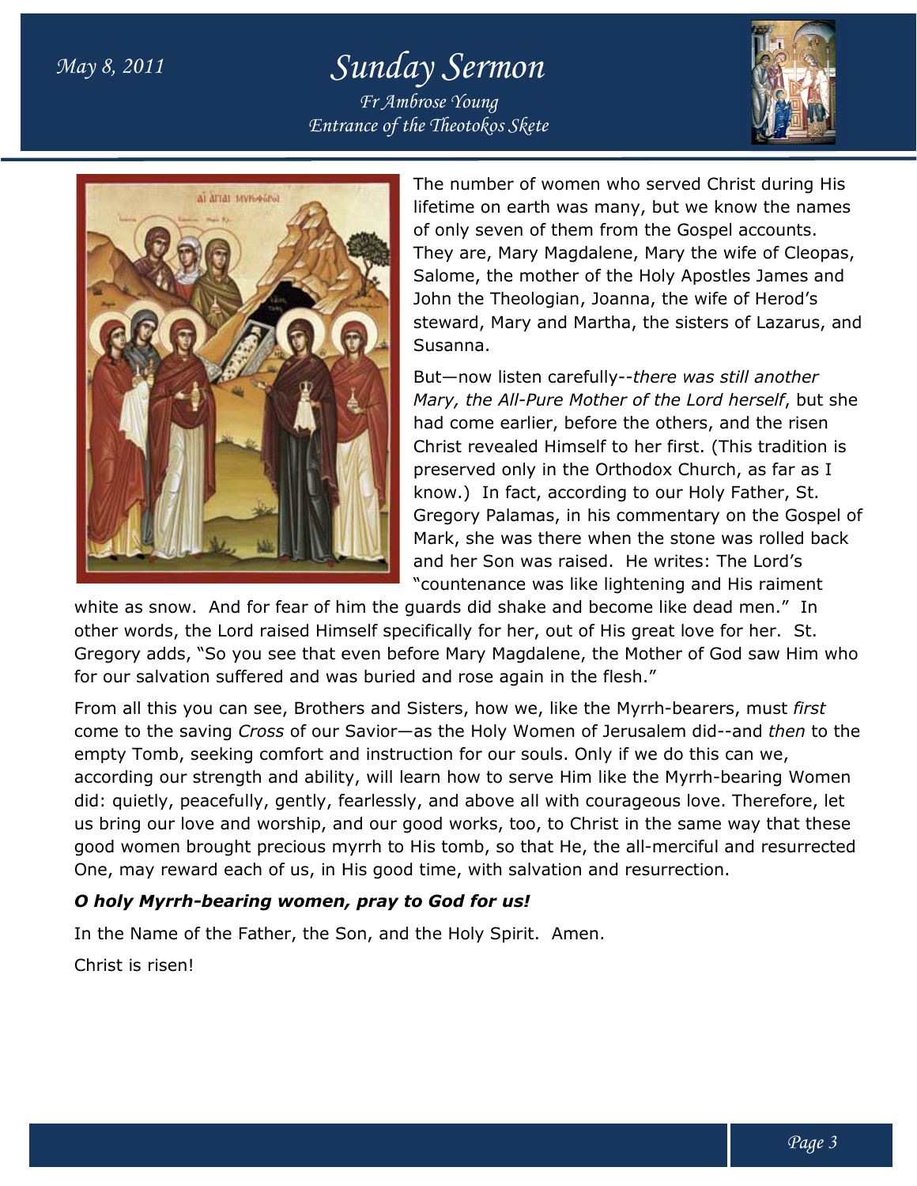The number of women who served Christ during His lifetime on earth was many, but we know the names of only seven of them from the Gospel accounts. They are, Mary Magdalene, Mary the wife of Cleopas, Salome, the mother of the Holy Apostles James and John the Theologian, Joanna, the wife of Herod's steward, Mary and Martha, the sisters of Lazarus, and Susanna.

But—now listen carefully--*there was still another Mary, the All-Pure Mother of the Lord herself*, but she had come earlier, before the others, and the risen Christ revealed Himself to her first. (This tradition is preserved only in the Orthodox Church, as far as I know.) In fact, according to our Holy Father, St. Gregory Palamas, in his commentary on the Gospel of Mark, she was there when the stone was rolled back and her Son was raised. He writes: The Lord's "countenance was like lightening and His raiment white as snow. And for fear of him the guards did shake and become like dead men." In other words, the Lord raised Himself specifically for her, out of His great love for her. St. Gregory adds, "So you see that even before Mary Magdalene, the Mother of God saw Him who for our salvation suffered and was buried and rose again in the flesh."

From all this you can see, Brothers and Sisters, how we, like the Myrrh-bearers, must *first* come to the saving *Cross* of our Savior—as the Holy Women of Jerusalem did--and *then* to the empty Tomb, seeking comfort and instruction for our souls. Only if we do this can we, according our strength and ability, will learn how to serve Him like the Myrrh-bearing Women did: quietly, peacefully, gently, fearlessly, and above all with courageous love. Therefore, let us bring our love and worship, and our good works, too, to Christ in the same way that these good women brought precious myrrh to His tomb, so that He, the all-merciful and resurrected One, may reward each of us, in His good time, with salvation and resurrection.

***O holy Myrrh-bearing women, pray to God for us!***

In the Name of the Father, the Son, and the Holy Spirit. Amen.

Christ is risen!